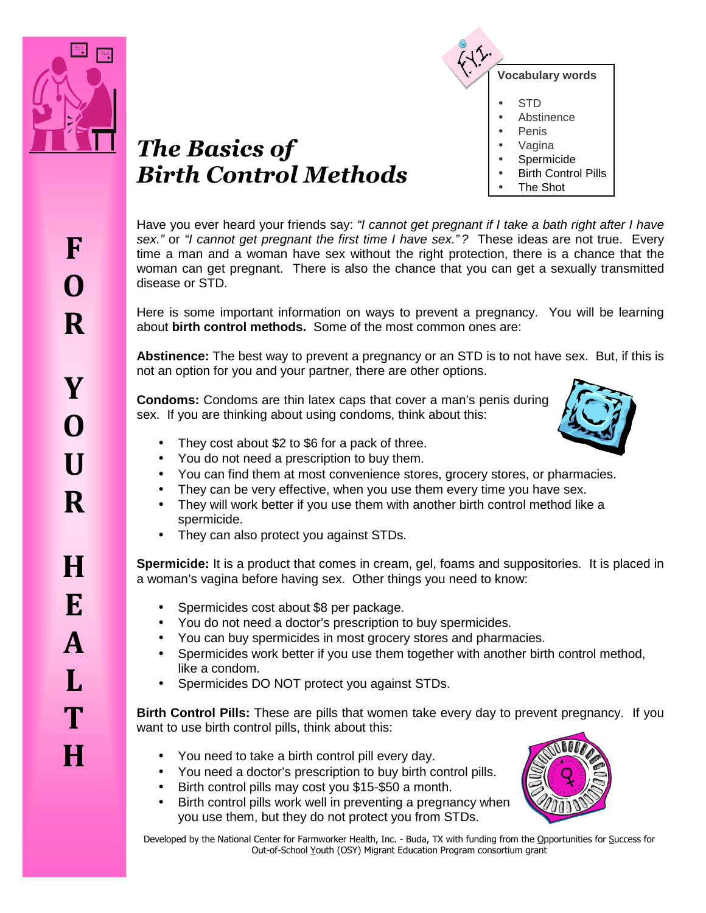# *The Basics of Birth Control Methods*

FOR YOUR HEALTH

FYI

**Vocabulary words**

- STD
- Abstinence
- Penis
- Vagina
- Spermicide
- Birth Control Pills
- The Shot

Have you ever heard your friends say: *"I cannot get pregnant if I take a bath right after I have sex."* or *"I cannot get pregnant the first time I have sex."?* These ideas are not true. Every time a man and a woman have sex without the right protection, there is a chance that the woman can get pregnant. There is also the chance that you can get a sexually transmitted disease or STD.

Here is some important information on ways to prevent a pregnancy. You will be learning about **birth control methods.** Some of the most common ones are:

**Abstinence:** The best way to prevent a pregnancy or an STD is to not have sex. But, if this is not an option for you and your partner, there are other options.

**Condoms:** Condoms are thin latex caps that cover a man's penis during sex. If you are thinking about using condoms, think about this:

- They cost about $2 to $6 for a pack of three.
- You do not need a prescription to buy them.
- You can find them at most convenience stores, grocery stores, or pharmacies.
- They can be very effective, when you use them every time you have sex.
- They will work better if you use them with another birth control method like a spermicide.
- They can also protect you against STDs.

**Spermicide:** It is a product that comes in cream, gel, foams and suppositories. It is placed in a woman's vagina before having sex. Other things you need to know:

- Spermicides cost about $8 per package.
- You do not need a doctor's prescription to buy spermicides.
- You can buy spermicides in most grocery stores and pharmacies.
- Spermicides work better if you use them together with another birth control method, like a condom.
- Spermicides DO NOT protect you against STDs.

**Birth Control Pills:** These are pills that women take every day to prevent pregnancy. If you want to use birth control pills, think about this:

- You need to take a birth control pill every day.
- You need a doctor's prescription to buy birth control pills.
- Birth control pills may cost you $15-$50 a month.
- Birth control pills work well in preventing a pregnancy when you use them, but they do not protect you from STDs.

Developed by the National Center for Farmworker Health, Inc. - Buda, TX with funding from the Opportunities for Success for Out-of-School Youth (OSY) Migrant Education Program consortium grant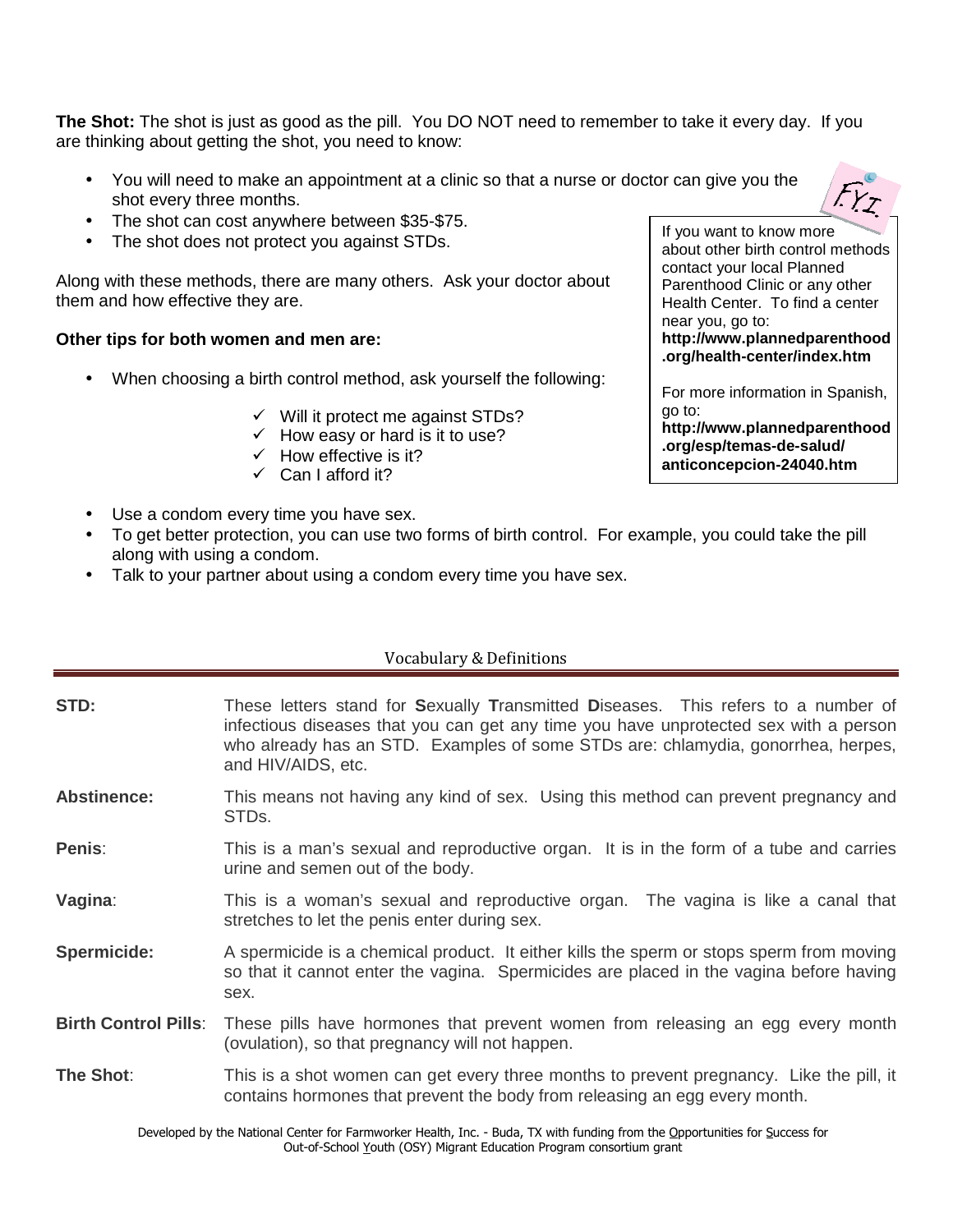**The Shot:** The shot is just as good as the pill. You DO NOT need to remember to take it every day. If you are thinking about getting the shot, you need to know:

- You will need to make an appointment at a clinic so that a nurse or doctor can give you the shot every three months.
- The shot can cost anywhere between $35-$75.
- The shot does not protect you against STDs.

Along with these methods, there are many others. Ask your doctor about them and how effective they are.

**Other tips for both women and men are:**

- When choosing a birth control method, ask yourself the following:
  - ✓ Will it protect me against STDs?
  - ✓ How easy or hard is it to use?
  - ✓ How effective is it?
  - ✓ Can I afford it?
- Use a condom every time you have sex.
- To get better protection, you can use two forms of birth control. For example, you could take the pill along with using a condom.
- Talk to your partner about using a condom every time you have sex.

> F.Y.I.
>
> If you want to know more about other birth control methods contact your local Planned Parenthood Clinic or any other Health Center. To find a center near you, go to: **http://www.plannedparenthood.org/health-center/index.htm**
>
> For more information in Spanish, go to: **http://www.plannedparenthood.org/esp/temas-de-salud/anticoncepcion-24040.htm**

## Vocabulary & Definitions

**STD:** These letters stand for **S**exually **T**ransmitted **D**iseases. This refers to a number of infectious diseases that you can get any time you have unprotected sex with a person who already has an STD. Examples of some STDs are: chlamydia, gonorrhea, herpes, and HIV/AIDS, etc.

**Abstinence:** This means not having any kind of sex. Using this method can prevent pregnancy and STDs.

**Penis**: This is a man's sexual and reproductive organ. It is in the form of a tube and carries urine and semen out of the body.

**Vagina**: This is a woman's sexual and reproductive organ. The vagina is like a canal that stretches to let the penis enter during sex.

**Spermicide:** A spermicide is a chemical product. It either kills the sperm or stops sperm from moving so that it cannot enter the vagina. Spermicides are placed in the vagina before having sex.

**Birth Control Pills**: These pills have hormones that prevent women from releasing an egg every month (ovulation), so that pregnancy will not happen.

**The Shot**: This is a shot women can get every three months to prevent pregnancy. Like the pill, it contains hormones that prevent the body from releasing an egg every month.

Developed by the National Center for Farmworker Health, Inc. - Buda, TX with funding from the Opportunities for Success for Out-of-School Youth (OSY) Migrant Education Program consortium grant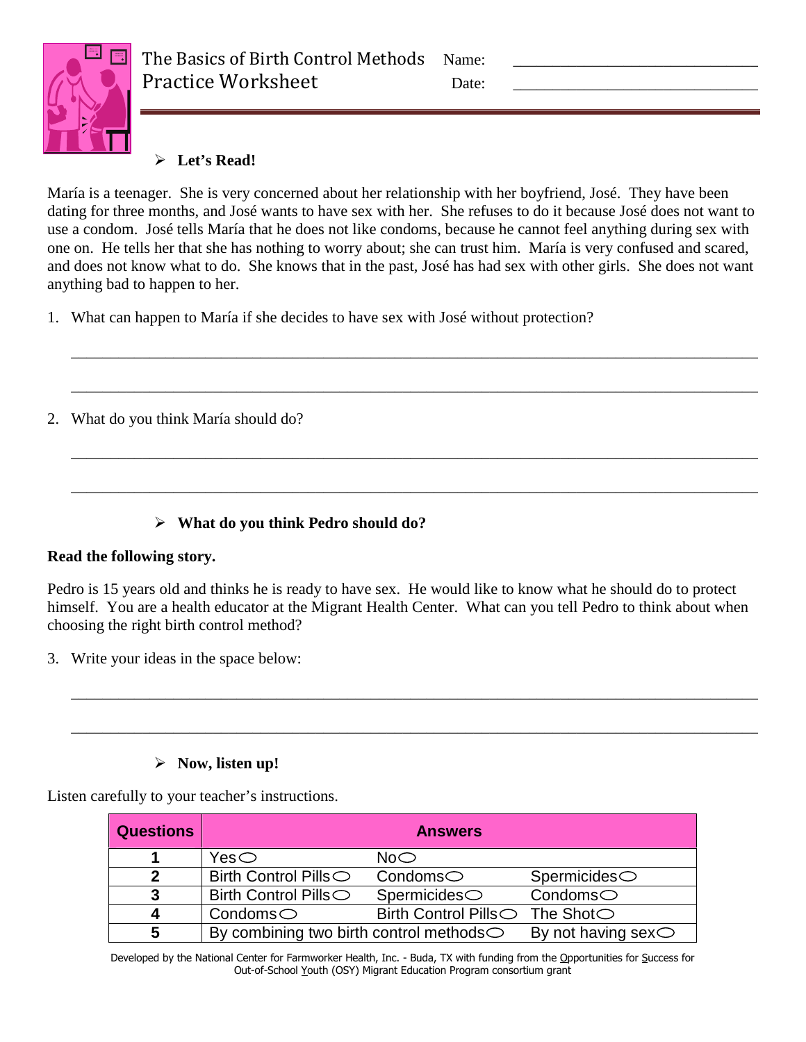# The Basics of Birth Control Methods
## Practice Worksheet

Name: ______________________________

Date: ______________________________

- **Let's Read!**

María is a teenager. She is very concerned about her relationship with her boyfriend, José. They have been dating for three months, and José wants to have sex with her. She refuses to do it because José does not want to use a condom. José tells María that he does not like condoms, because he cannot feel anything during sex with one on. He tells her that she has nothing to worry about; she can trust him. María is very confused and scared, and does not know what to do. She knows that in the past, José has had sex with other girls. She does not want anything bad to happen to her.

1. What can happen to María if she decides to have sex with José without protection?

______________________________________________________________________________

______________________________________________________________________________

2. What do you think María should do?

______________________________________________________________________________

______________________________________________________________________________

- **What do you think Pedro should do?**

**Read the following story.**

Pedro is 15 years old and thinks he is ready to have sex. He would like to know what he should do to protect himself. You are a health educator at the Migrant Health Center. What can you tell Pedro to think about when choosing the right birth control method?

3. Write your ideas in the space below:

______________________________________________________________________________

______________________________________________________________________________

- **Now, listen up!**

Listen carefully to your teacher's instructions.

| Questions | Answers | | |
|---|---|---|---|
| 1 | Yes ○ | No ○ | |
| 2 | Birth Control Pills ○ | Condoms ○ | Spermicides ○ |
| 3 | Birth Control Pills ○ | Spermicides ○ | Condoms ○ |
| 4 | Condoms ○ | Birth Control Pills ○ | The Shot ○ |
| 5 | By combining two birth control methods ○ | | By not having sex ○ |

Developed by the National Center for Farmworker Health, Inc. - Buda, TX with funding from the Opportunities for Success for Out-of-School Youth (OSY) Migrant Education Program consortium grant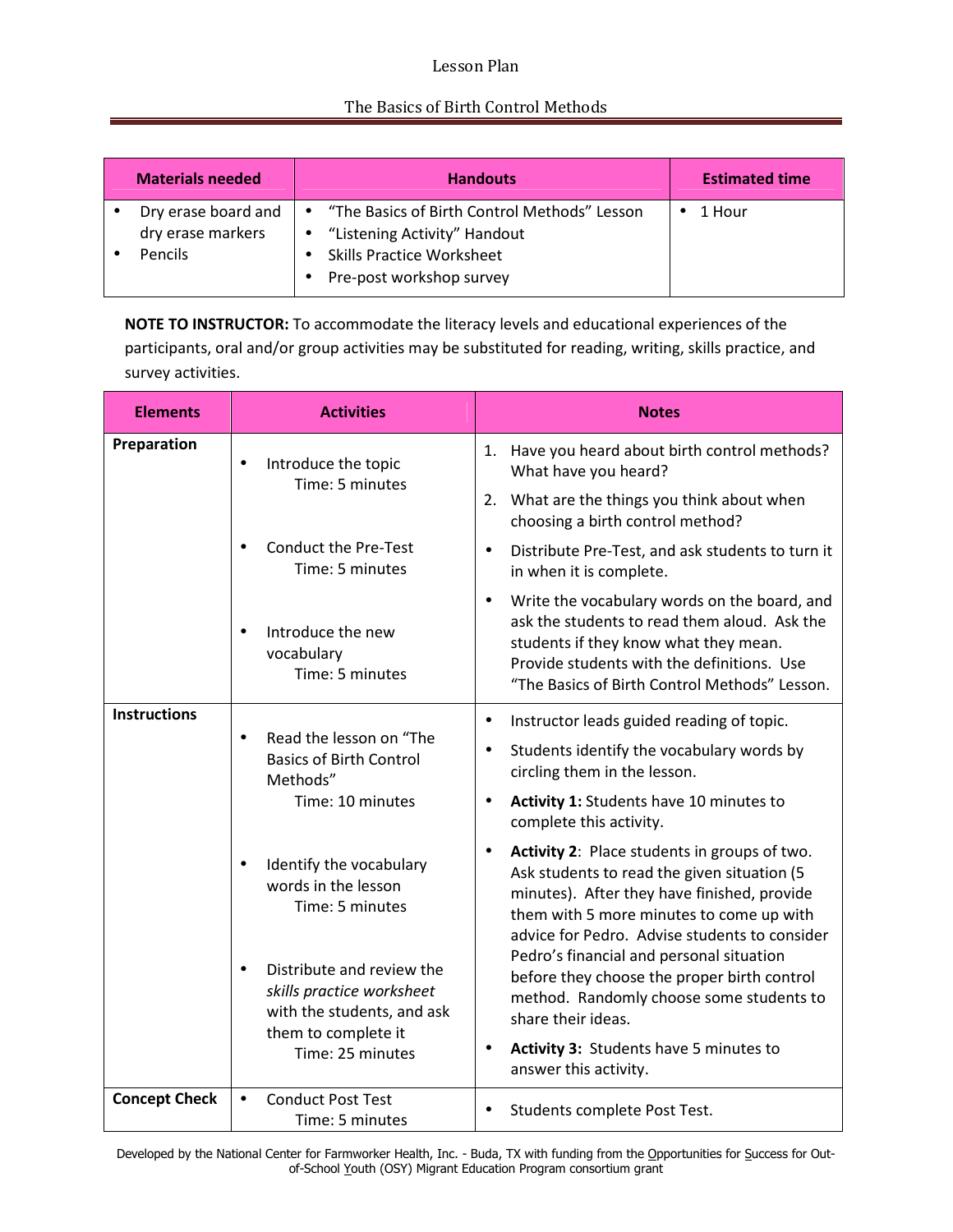Lesson Plan

The Basics of Birth Control Methods

| Materials needed | Handouts | Estimated time |
|---|---|---|
| • Dry erase board and dry erase markers<br>• Pencils | • "The Basics of Birth Control Methods" Lesson<br>• "Listening Activity" Handout<br>• Skills Practice Worksheet<br>• Pre-post workshop survey | • 1 Hour |

**NOTE TO INSTRUCTOR:** To accommodate the literacy levels and educational experiences of the participants, oral and/or group activities may be substituted for reading, writing, skills practice, and survey activities.

| Elements | Activities | Notes |
|---|---|---|
| **Preparation** | • Introduce the topic<br>Time: 5 minutes | 1. Have you heard about birth control methods? What have you heard?<br>2. What are the things you think about when choosing a birth control method? |
| | • Conduct the Pre-Test<br>Time: 5 minutes | • Distribute Pre-Test, and ask students to turn it in when it is complete. |
| | • Introduce the new vocabulary<br>Time: 5 minutes | • Write the vocabulary words on the board, and ask the students to read them aloud. Ask the students if they know what they mean. Provide students with the definitions. Use "The Basics of Birth Control Methods" Lesson. |
| **Instructions** | • Read the lesson on "The Basics of Birth Control Methods"<br>Time: 10 minutes | • Instructor leads guided reading of topic. |
| | • Identify the vocabulary words in the lesson<br>Time: 5 minutes | • Students identify the vocabulary words by circling them in the lesson. |
| | • Distribute and review the *skills practice worksheet* with the students, and ask them to complete it<br>Time: 25 minutes | • **Activity 1:** Students have 10 minutes to complete this activity.<br>• **Activity 2**: Place students in groups of two. Ask students to read the given situation (5 minutes). After they have finished, provide them with 5 more minutes to come up with advice for Pedro. Advise students to consider Pedro's financial and personal situation before they choose the proper birth control method. Randomly choose some students to share their ideas.<br>• **Activity 3:** Students have 5 minutes to answer this activity. |
| **Concept Check** | • Conduct Post Test<br>Time: 5 minutes | • Students complete Post Test. |

Developed by the National Center for Farmworker Health, Inc. - Buda, TX with funding from the Opportunities for Success for Out-of-School Youth (OSY) Migrant Education Program consortium grant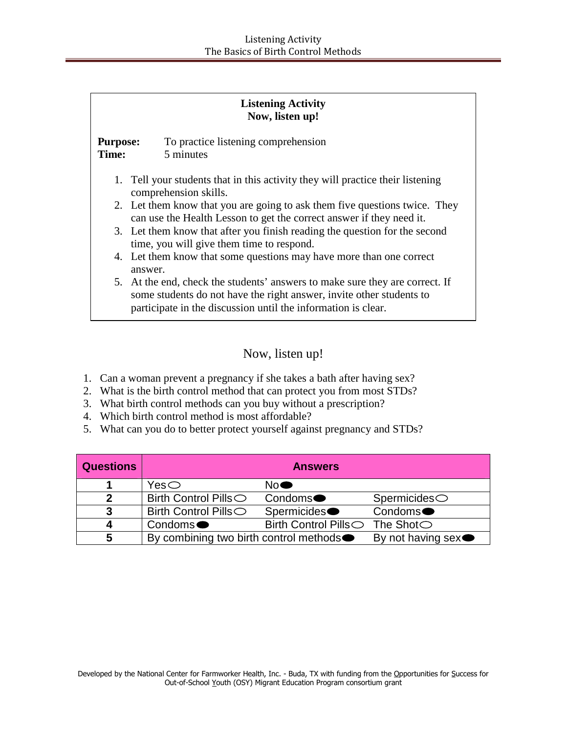**Listening Activity**
**Now, listen up!**

**Purpose:** To practice listening comprehension
**Time:** 5 minutes

1. Tell your students that in this activity they will practice their listening comprehension skills.
2. Let them know that you are going to ask them five questions twice. They can use the Health Lesson to get the correct answer if they need it.
3. Let them know that after you finish reading the question for the second time, you will give them time to respond.
4. Let them know that some questions may have more than one correct answer.
5. At the end, check the students' answers to make sure they are correct. If some students do not have the right answer, invite other students to participate in the discussion until the information is clear.

## Now, listen up!

1. Can a woman prevent a pregnancy if she takes a bath after having sex?
2. What is the birth control method that can protect you from most STDs?
3. What birth control methods can you buy without a prescription?
4. Which birth control method is most affordable?
5. What can you do to better protect yourself against pregnancy and STDs?

| Questions | Answers | | |
|---|---|---|---|
| 1 | Yes ○ | No ● | |
| 2 | Birth Control Pills ○ | Condoms ● | Spermicides ○ |
| 3 | Birth Control Pills ○ | Spermicides ● | Condoms ● |
| 4 | Condoms ● | Birth Control Pills ○ | The Shot ○ |
| 5 | By combining two birth control methods ● | | By not having sex ● |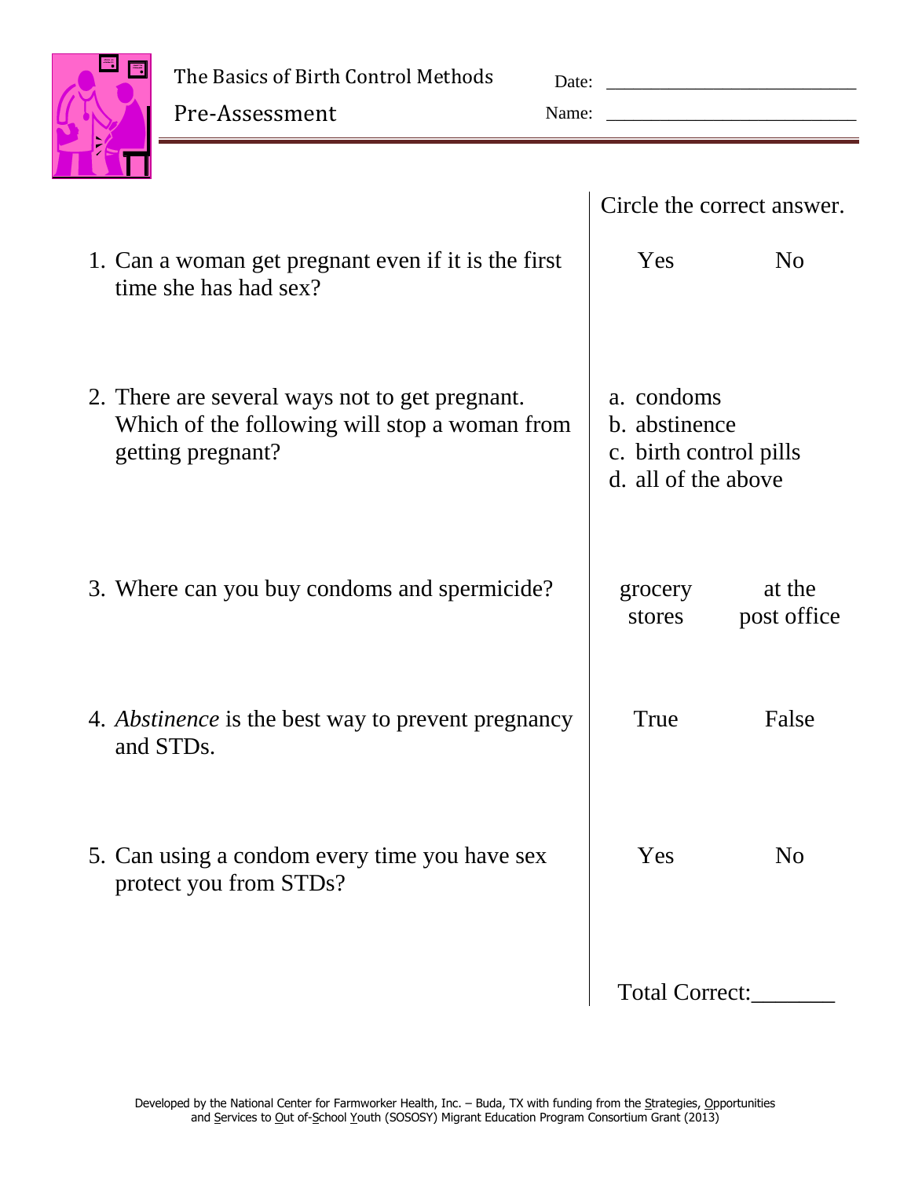# The Basics of Birth Control Methods

## Pre-Assessment

Date: \_\_\_\_\_\_\_\_\_\_\_\_\_\_\_\_\_\_\_\_\_\_\_\_

Name: \_\_\_\_\_\_\_\_\_\_\_\_\_\_\_\_\_\_\_\_\_\_\_\_

| | Circle the correct answer. |
|---|---|
| 1. Can a woman get pregnant even if it is the first time she has had sex? | Yes &nbsp;&nbsp;&nbsp; No |
| 2. There are several ways not to get pregnant. Which of the following will stop a woman from getting pregnant? | a. condoms<br>b. abstinence<br>c. birth control pills<br>d. all of the above |
| 3. Where can you buy condoms and spermicide? | grocery stores &nbsp;&nbsp;&nbsp; at the post office |
| 4. *Abstinence* is the best way to prevent pregnancy and STDs. | True &nbsp;&nbsp;&nbsp; False |
| 5. Can using a condom every time you have sex protect you from STDs? | Yes &nbsp;&nbsp;&nbsp; No |
| | Total Correct:\_\_\_\_\_\_\_ |

Developed by the National Center for Farmworker Health, Inc. – Buda, TX with funding from the Strategies, Opportunities and Services to Out of-School Youth (SOSOSY) Migrant Education Program Consortium Grant (2013)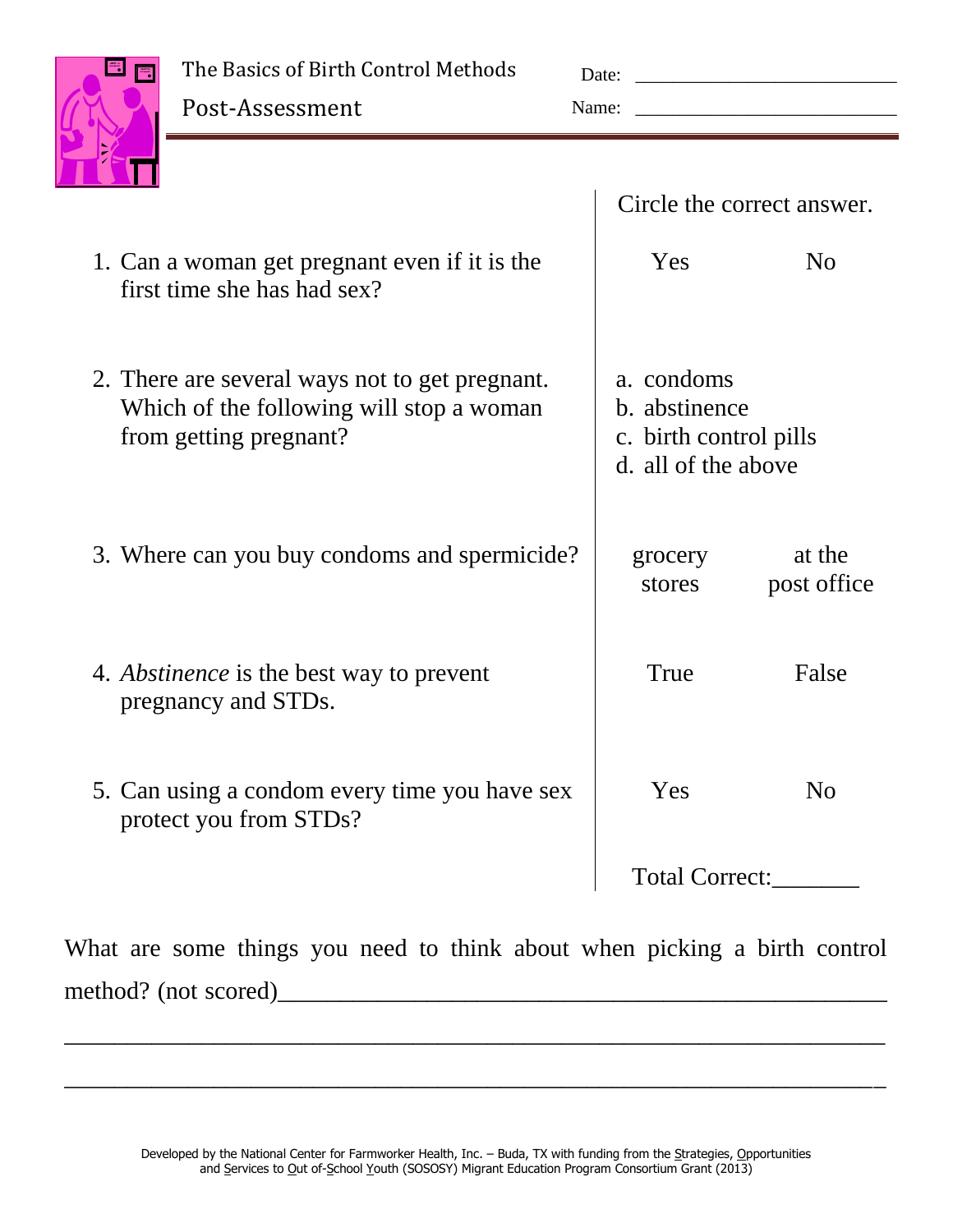# The Basics of Birth Control Methods

## Post-Assessment

Date: ___________________________

Name: ___________________________

| | Circle the correct answer. | |
|---|---|---|
| 1. Can a woman get pregnant even if it is the first time she has had sex? | Yes | No |
| 2. There are several ways not to get pregnant. Which of the following will stop a woman from getting pregnant? | a. condoms<br>b. abstinence<br>c. birth control pills<br>d. all of the above | |
| 3. Where can you buy condoms and spermicide? | grocery stores | at the post office |
| 4. *Abstinence* is the best way to prevent pregnancy and STDs. | True | False |
| 5. Can using a condom every time you have sex protect you from STDs? | Yes | No |
| | Total Correct:_______ | |

What are some things you need to think about when picking a birth control method? (not scored)___________________________________________________

______________________________________________________________________

______________________________________________________________________

Developed by the National Center for Farmworker Health, Inc. – Buda, TX with funding from the Strategies, Opportunities and Services to Out of-School Youth (SOSOSY) Migrant Education Program Consortium Grant (2013)